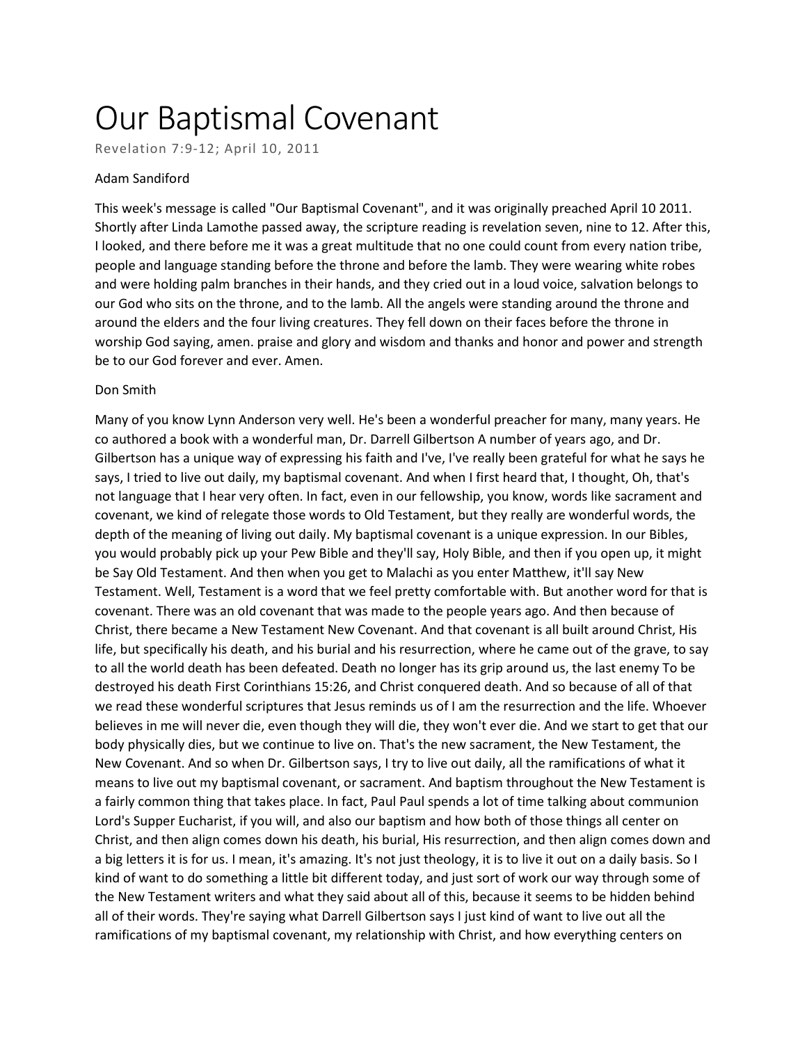# Our Baptismal Covenant

Revelation 7:9-12; April 10, 2011

Adam Sandiford

This week's message is called "Our Baptismal Covenant", and it was originally preached April 10 2011. Shortly after Linda Lamothe passed away, the scripture reading is revelation seven, nine to 12. After this, I looked, and there before me it was a great multitude that no one could count from every nation tribe, people and language standing before the throne and before the lamb. They were wearing white robes and were holding palm branches in their hands, and they cried out in a loud voice, salvation belongs to our God who sits on the throne, and to the lamb. All the angels were standing around the throne and around the elders and the four living creatures. They fell down on their faces before the throne in worship God saying, amen. praise and glory and wisdom and thanks and honor and power and strength be to our God forever and ever. Amen.

Don Smith

Many of you know Lynn Anderson very well. He's been a wonderful preacher for many, many years. He co authored a book with a wonderful man, Dr. Darrell Gilbertson A number of years ago, and Dr. Gilbertson has a unique way of expressing his faith and I've, I've really been grateful for what he says he says, I tried to live out daily, my baptismal covenant. And when I first heard that, I thought, Oh, that's not language that I hear very often. In fact, even in our fellowship, you know, words like sacrament and covenant, we kind of relegate those words to Old Testament, but they really are wonderful words, the depth of the meaning of living out daily. My baptismal covenant is a unique expression. In our Bibles, you would probably pick up your Pew Bible and they'll say, Holy Bible, and then if you open up, it might be Say Old Testament. And then when you get to Malachi as you enter Matthew, it'll say New Testament. Well, Testament is a word that we feel pretty comfortable with. But another word for that is covenant. There was an old covenant that was made to the people years ago. And then because of Christ, there became a New Testament New Covenant. And that covenant is all built around Christ, His life, but specifically his death, and his burial and his resurrection, where he came out of the grave, to say to all the world death has been defeated. Death no longer has its grip around us, the last enemy To be destroyed his death First Corinthians 15:26, and Christ conquered death. And so because of all of that we read these wonderful scriptures that Jesus reminds us of I am the resurrection and the life. Whoever believes in me will never die, even though they will die, they won't ever die. And we start to get that our body physically dies, but we continue to live on. That's the new sacrament, the New Testament, the New Covenant. And so when Dr. Gilbertson says, I try to live out daily, all the ramifications of what it means to live out my baptismal covenant, or sacrament. And baptism throughout the New Testament is a fairly common thing that takes place. In fact, Paul Paul spends a lot of time talking about communion Lord's Supper Eucharist, if you will, and also our baptism and how both of those things all center on Christ, and then align comes down his death, his burial, His resurrection, and then align comes down and a big letters it is for us. I mean, it's amazing. It's not just theology, it is to live it out on a daily basis. So I kind of want to do something a little bit different today, and just sort of work our way through some of the New Testament writers and what they said about all of this, because it seems to be hidden behind all of their words. They're saying what Darrell Gilbertson says I just kind of want to live out all the ramifications of my baptismal covenant, my relationship with Christ, and how everything centers on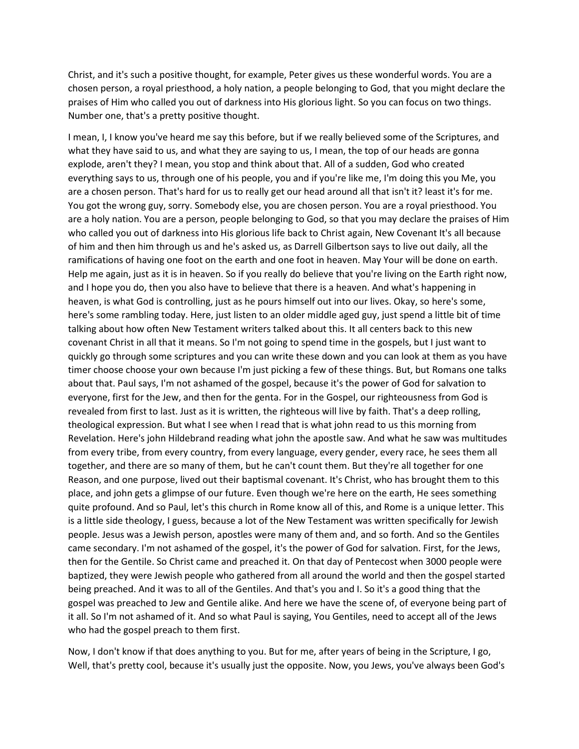Christ, and it's such a positive thought, for example, Peter gives us these wonderful words. You are a chosen person, a royal priesthood, a holy nation, a people belonging to God, that you might declare the praises of Him who called you out of darkness into His glorious light. So you can focus on two things. Number one, that's a pretty positive thought.

I mean, I, I know you've heard me say this before, but if we really believed some of the Scriptures, and what they have said to us, and what they are saying to us, I mean, the top of our heads are gonna explode, aren't they? I mean, you stop and think about that. All of a sudden, God who created everything says to us, through one of his people, you and if you're like me, I'm doing this you Me, you are a chosen person. That's hard for us to really get our head around all that isn't it? least it's for me. You got the wrong guy, sorry. Somebody else, you are chosen person. You are a royal priesthood. You are a holy nation. You are a person, people belonging to God, so that you may declare the praises of Him who called you out of darkness into His glorious life back to Christ again, New Covenant It's all because of him and then him through us and he's asked us, as Darrell Gilbertson says to live out daily, all the ramifications of having one foot on the earth and one foot in heaven. May Your will be done on earth. Help me again, just as it is in heaven. So if you really do believe that you're living on the Earth right now, and I hope you do, then you also have to believe that there is a heaven. And what's happening in heaven, is what God is controlling, just as he pours himself out into our lives. Okay, so here's some, here's some rambling today. Here, just listen to an older middle aged guy, just spend a little bit of time talking about how often New Testament writers talked about this. It all centers back to this new covenant Christ in all that it means. So I'm not going to spend time in the gospels, but I just want to quickly go through some scriptures and you can write these down and you can look at them as you have timer choose choose your own because I'm just picking a few of these things. But, but Romans one talks about that. Paul says, I'm not ashamed of the gospel, because it's the power of God for salvation to everyone, first for the Jew, and then for the genta. For in the Gospel, our righteousness from God is revealed from first to last. Just as it is written, the righteous will live by faith. That's a deep rolling, theological expression. But what I see when I read that is what john read to us this morning from Revelation. Here's john Hildebrand reading what john the apostle saw. And what he saw was multitudes from every tribe, from every country, from every language, every gender, every race, he sees them all together, and there are so many of them, but he can't count them. But they're all together for one Reason, and one purpose, lived out their baptismal covenant. It's Christ, who has brought them to this place, and john gets a glimpse of our future. Even though we're here on the earth, He sees something quite profound. And so Paul, let's this church in Rome know all of this, and Rome is a unique letter. This is a little side theology, I guess, because a lot of the New Testament was written specifically for Jewish people. Jesus was a Jewish person, apostles were many of them and, and so forth. And so the Gentiles came secondary. I'm not ashamed of the gospel, it's the power of God for salvation. First, for the Jews, then for the Gentile. So Christ came and preached it. On that day of Pentecost when 3000 people were baptized, they were Jewish people who gathered from all around the world and then the gospel started being preached. And it was to all of the Gentiles. And that's you and I. So it's a good thing that the gospel was preached to Jew and Gentile alike. And here we have the scene of, of everyone being part of it all. So I'm not ashamed of it. And so what Paul is saying, You Gentiles, need to accept all of the Jews who had the gospel preach to them first.

Now, I don't know if that does anything to you. But for me, after years of being in the Scripture, I go, Well, that's pretty cool, because it's usually just the opposite. Now, you Jews, you've always been God's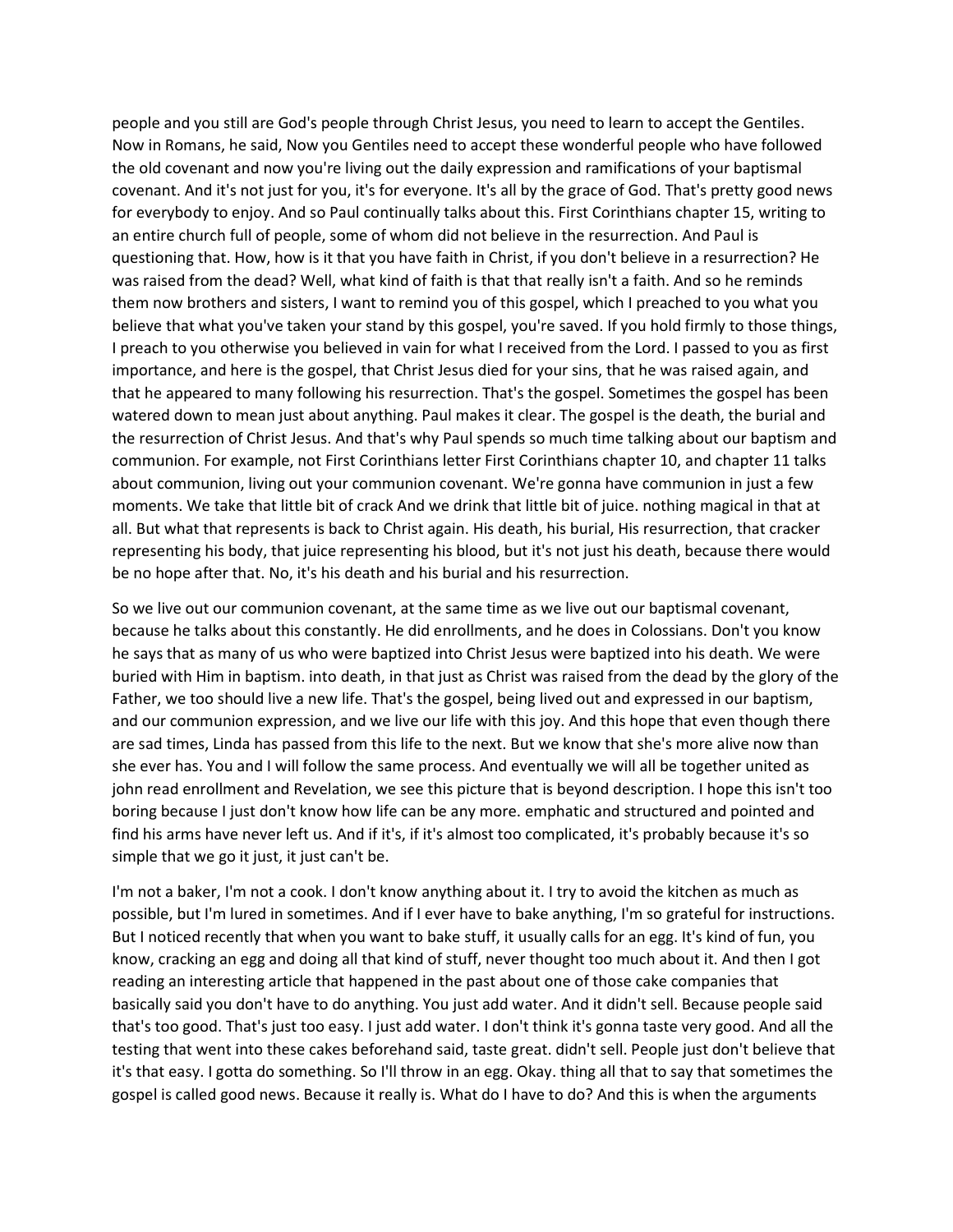people and you still are God's people through Christ Jesus, you need to learn to accept the Gentiles. Now in Romans, he said, Now you Gentiles need to accept these wonderful people who have followed the old covenant and now you're living out the daily expression and ramifications of your baptismal covenant. And it's not just for you, it's for everyone. It's all by the grace of God. That's pretty good news for everybody to enjoy. And so Paul continually talks about this. First Corinthians chapter 15, writing to an entire church full of people, some of whom did not believe in the resurrection. And Paul is questioning that. How, how is it that you have faith in Christ, if you don't believe in a resurrection? He was raised from the dead? Well, what kind of faith is that that really isn't a faith. And so he reminds them now brothers and sisters, I want to remind you of this gospel, which I preached to you what you believe that what you've taken your stand by this gospel, you're saved. If you hold firmly to those things, I preach to you otherwise you believed in vain for what I received from the Lord. I passed to you as first importance, and here is the gospel, that Christ Jesus died for your sins, that he was raised again, and that he appeared to many following his resurrection. That's the gospel. Sometimes the gospel has been watered down to mean just about anything. Paul makes it clear. The gospel is the death, the burial and the resurrection of Christ Jesus. And that's why Paul spends so much time talking about our baptism and communion. For example, not First Corinthians letter First Corinthians chapter 10, and chapter 11 talks about communion, living out your communion covenant. We're gonna have communion in just a few moments. We take that little bit of crack And we drink that little bit of juice. nothing magical in that at all. But what that represents is back to Christ again. His death, his burial, His resurrection, that cracker representing his body, that juice representing his blood, but it's not just his death, because there would be no hope after that. No, it's his death and his burial and his resurrection.

So we live out our communion covenant, at the same time as we live out our baptismal covenant, because he talks about this constantly. He did enrollments, and he does in Colossians. Don't you know he says that as many of us who were baptized into Christ Jesus were baptized into his death. We were buried with Him in baptism. into death, in that just as Christ was raised from the dead by the glory of the Father, we too should live a new life. That's the gospel, being lived out and expressed in our baptism, and our communion expression, and we live our life with this joy. And this hope that even though there are sad times, Linda has passed from this life to the next. But we know that she's more alive now than she ever has. You and I will follow the same process. And eventually we will all be together united as john read enrollment and Revelation, we see this picture that is beyond description. I hope this isn't too boring because I just don't know how life can be any more. emphatic and structured and pointed and find his arms have never left us. And if it's, if it's almost too complicated, it's probably because it's so simple that we go it just, it just can't be.

I'm not a baker, I'm not a cook. I don't know anything about it. I try to avoid the kitchen as much as possible, but I'm lured in sometimes. And if I ever have to bake anything, I'm so grateful for instructions. But I noticed recently that when you want to bake stuff, it usually calls for an egg. It's kind of fun, you know, cracking an egg and doing all that kind of stuff, never thought too much about it. And then I got reading an interesting article that happened in the past about one of those cake companies that basically said you don't have to do anything. You just add water. And it didn't sell. Because people said that's too good. That's just too easy. I just add water. I don't think it's gonna taste very good. And all the testing that went into these cakes beforehand said, taste great. didn't sell. People just don't believe that it's that easy. I gotta do something. So I'll throw in an egg. Okay. thing all that to say that sometimes the gospel is called good news. Because it really is. What do I have to do? And this is when the arguments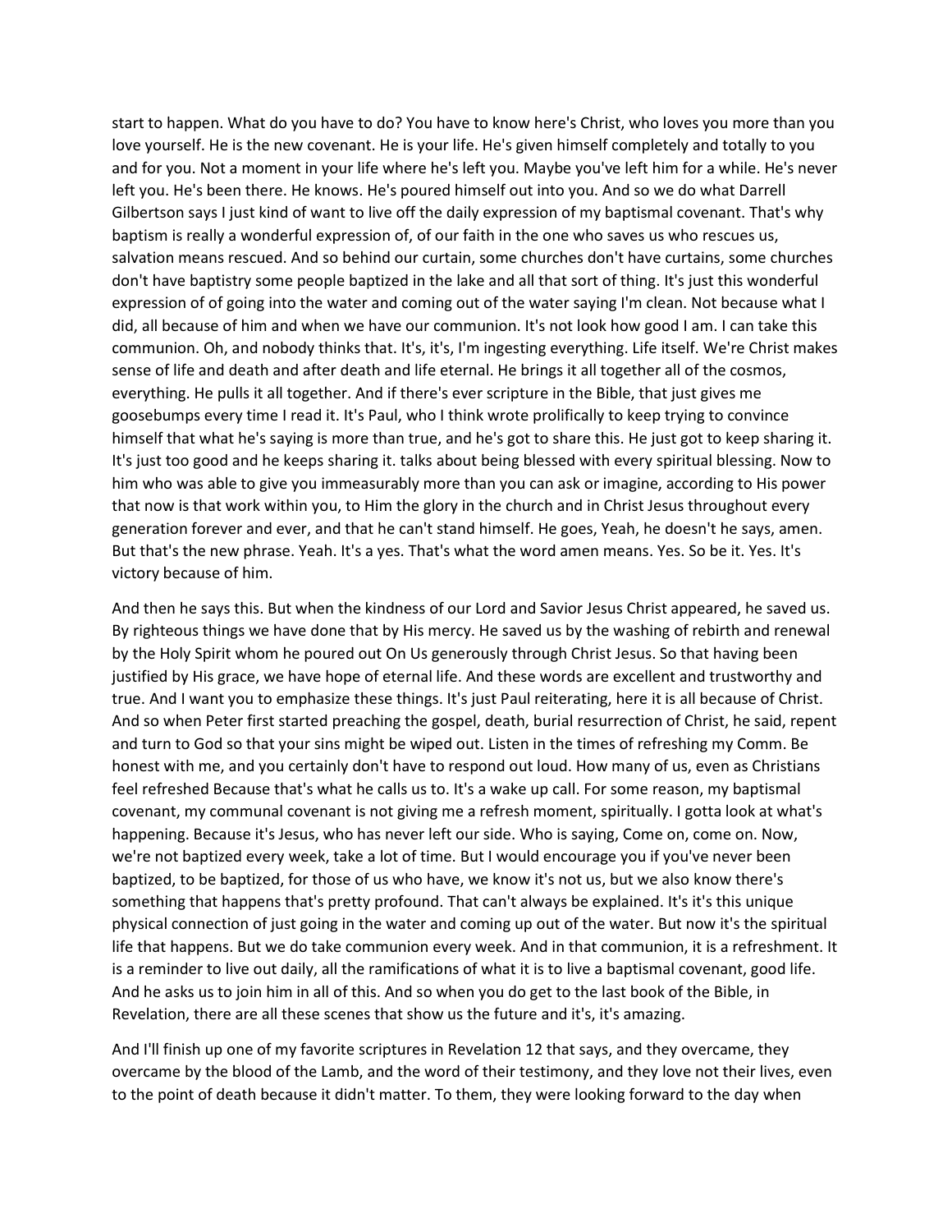start to happen. What do you have to do? You have to know here's Christ, who loves you more than you love yourself. He is the new covenant. He is your life. He's given himself completely and totally to you and for you. Not a moment in your life where he's left you. Maybe you've left him for a while. He's never left you. He's been there. He knows. He's poured himself out into you. And so we do what Darrell Gilbertson says I just kind of want to live off the daily expression of my baptismal covenant. That's why baptism is really a wonderful expression of, of our faith in the one who saves us who rescues us, salvation means rescued. And so behind our curtain, some churches don't have curtains, some churches don't have baptistry some people baptized in the lake and all that sort of thing. It's just this wonderful expression of of going into the water and coming out of the water saying I'm clean. Not because what I did, all because of him and when we have our communion. It's not look how good I am. I can take this communion. Oh, and nobody thinks that. It's, it's, I'm ingesting everything. Life itself. We're Christ makes sense of life and death and after death and life eternal. He brings it all together all of the cosmos, everything. He pulls it all together. And if there's ever scripture in the Bible, that just gives me goosebumps every time I read it. It's Paul, who I think wrote prolifically to keep trying to convince himself that what he's saying is more than true, and he's got to share this. He just got to keep sharing it. It's just too good and he keeps sharing it. talks about being blessed with every spiritual blessing. Now to him who was able to give you immeasurably more than you can ask or imagine, according to His power that now is that work within you, to Him the glory in the church and in Christ Jesus throughout every generation forever and ever, and that he can't stand himself. He goes, Yeah, he doesn't he says, amen. But that's the new phrase. Yeah. It's a yes. That's what the word amen means. Yes. So be it. Yes. It's victory because of him.

And then he says this. But when the kindness of our Lord and Savior Jesus Christ appeared, he saved us. By righteous things we have done that by His mercy. He saved us by the washing of rebirth and renewal by the Holy Spirit whom he poured out On Us generously through Christ Jesus. So that having been justified by His grace, we have hope of eternal life. And these words are excellent and trustworthy and true. And I want you to emphasize these things. It's just Paul reiterating, here it is all because of Christ. And so when Peter first started preaching the gospel, death, burial resurrection of Christ, he said, repent and turn to God so that your sins might be wiped out. Listen in the times of refreshing my Comm. Be honest with me, and you certainly don't have to respond out loud. How many of us, even as Christians feel refreshed Because that's what he calls us to. It's a wake up call. For some reason, my baptismal covenant, my communal covenant is not giving me a refresh moment, spiritually. I gotta look at what's happening. Because it's Jesus, who has never left our side. Who is saying, Come on, come on. Now, we're not baptized every week, take a lot of time. But I would encourage you if you've never been baptized, to be baptized, for those of us who have, we know it's not us, but we also know there's something that happens that's pretty profound. That can't always be explained. It's it's this unique physical connection of just going in the water and coming up out of the water. But now it's the spiritual life that happens. But we do take communion every week. And in that communion, it is a refreshment. It is a reminder to live out daily, all the ramifications of what it is to live a baptismal covenant, good life. And he asks us to join him in all of this. And so when you do get to the last book of the Bible, in Revelation, there are all these scenes that show us the future and it's, it's amazing.

And I'll finish up one of my favorite scriptures in Revelation 12 that says, and they overcame, they overcame by the blood of the Lamb, and the word of their testimony, and they love not their lives, even to the point of death because it didn't matter. To them, they were looking forward to the day when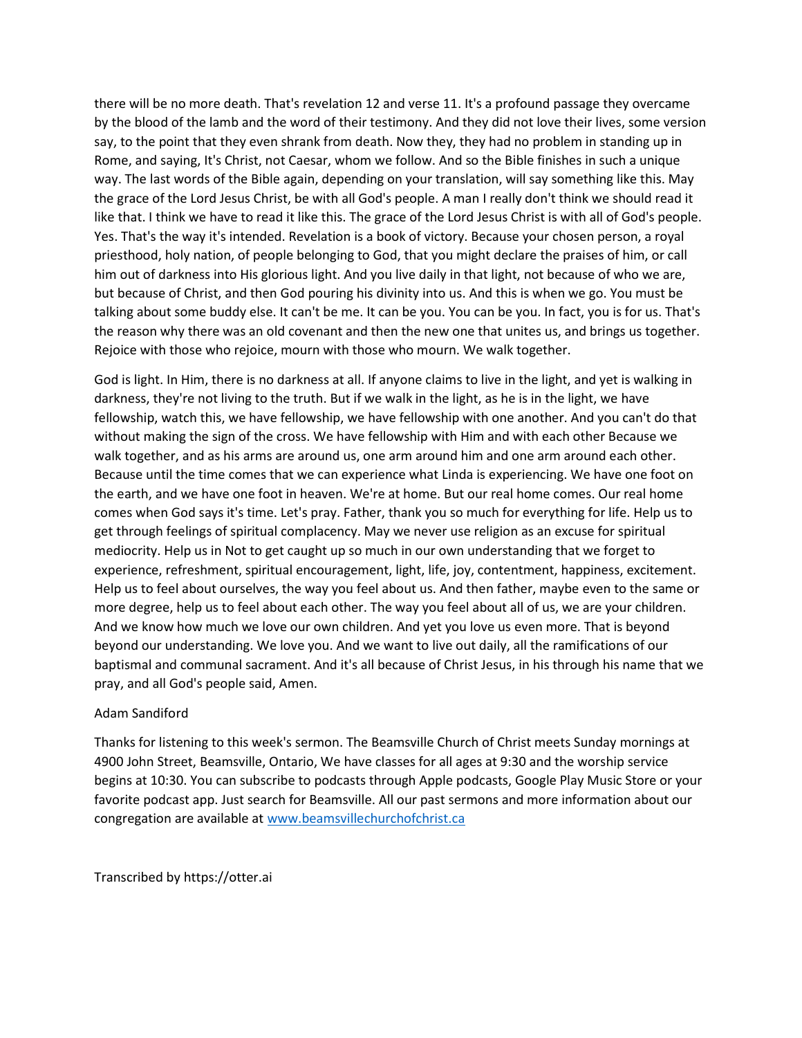there will be no more death. That's revelation 12 and verse 11. It's a profound passage they overcame by the blood of the lamb and the word of their testimony. And they did not love their lives, some version say, to the point that they even shrank from death. Now they, they had no problem in standing up in Rome, and saying, It's Christ, not Caesar, whom we follow. And so the Bible finishes in such a unique way. The last words of the Bible again, depending on your translation, will say something like this. May the grace of the Lord Jesus Christ, be with all God's people. A man I really don't think we should read it like that. I think we have to read it like this. The grace of the Lord Jesus Christ is with all of God's people. Yes. That's the way it's intended. Revelation is a book of victory. Because your chosen person, a royal priesthood, holy nation, of people belonging to God, that you might declare the praises of him, or call him out of darkness into His glorious light. And you live daily in that light, not because of who we are, but because of Christ, and then God pouring his divinity into us. And this is when we go. You must be talking about some buddy else. It can't be me. It can be you. You can be you. In fact, you is for us. That's the reason why there was an old covenant and then the new one that unites us, and brings us together. Rejoice with those who rejoice, mourn with those who mourn. We walk together.

God is light. In Him, there is no darkness at all. If anyone claims to live in the light, and yet is walking in darkness, they're not living to the truth. But if we walk in the light, as he is in the light, we have fellowship, watch this, we have fellowship, we have fellowship with one another. And you can't do that without making the sign of the cross. We have fellowship with Him and with each other Because we walk together, and as his arms are around us, one arm around him and one arm around each other. Because until the time comes that we can experience what Linda is experiencing. We have one foot on the earth, and we have one foot in heaven. We're at home. But our real home comes. Our real home comes when God says it's time. Let's pray. Father, thank you so much for everything for life. Help us to get through feelings of spiritual complacency. May we never use religion as an excuse for spiritual mediocrity. Help us in Not to get caught up so much in our own understanding that we forget to experience, refreshment, spiritual encouragement, light, life, joy, contentment, happiness, excitement. Help us to feel about ourselves, the way you feel about us. And then father, maybe even to the same or more degree, help us to feel about each other. The way you feel about all of us, we are your children. And we know how much we love our own children. And yet you love us even more. That is beyond beyond our understanding. We love you. And we want to live out daily, all the ramifications of our baptismal and communal sacrament. And it's all because of Christ Jesus, in his through his name that we pray, and all God's people said, Amen.

Adam Sandiford

Thanks for listening to this week's sermon. The Beamsville Church of Christ meets Sunday mornings at 4900 John Street, Beamsville, Ontario, We have classes for all ages at 9:30 and the worship service begins at 10:30. You can subscribe to podcasts through Apple podcasts, Google Play Music Store or your favorite podcast app. Just search for Beamsville. All our past sermons and more information about our congregation are available at [www.beamsvillechurchofchrist.ca](http://www.beamsvillechurchofchrist.ca)

Transcribed by https://otter.ai